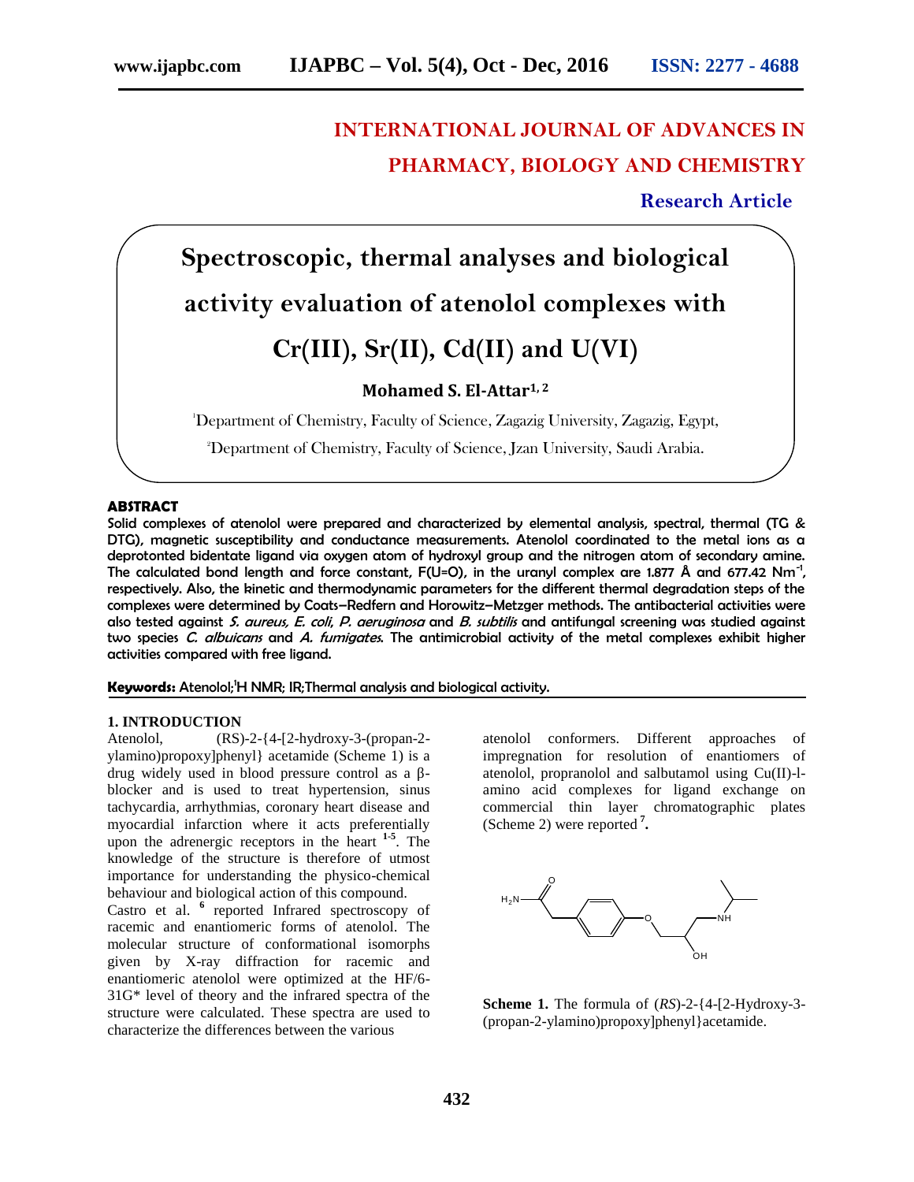# INTERNATIONAL JOURNAL OF ADVANCES IN PHARMACY, BIOLOGY AND CHEMISTRY

**Research Article**

# Spectroscopic, thermal analyses and biological activity evaluation of atenolol complexes with Cr(III), Sr(II), Cd(II) and U(VI)

**Mohamed S. El-Attar[1, 2]**

[1]Department of Chemistry, Faculty of Science, Zagazig University, Zagazig, Egypt,

[2]Department of Chemistry, Faculty of Science, Jzan University, Saudi Arabia.

## ABSTRACT

**Solid complexes of atenolol were prepared and characterized by elemental analysis, spectral, thermal (TG & DTG), magnetic susceptibility and conductance measurements. Atenolol coordinated to the metal ions as a deprotonted bidentate ligand via oxygen atom of hydroxyl group and the nitrogen atom of secondary amine. The calculated bond length and force constant, F(U=O), in the uranyl complex are 1.877 Å and 677.42 $Nm^{-1}$, respectively. Also, the kinetic and thermodynamic parameters for the different thermal degradation steps of the complexes were determined by Coats–Redfern and Horowitz–Metzger methods. The antibacterial activities were also tested against *S. aureus, E. coli, P. aeruginosa* and *B. subtilis* and antifungal screening was studied against two species *C. albuicans* and *A. fumigates*. The antimicrobial activity of the metal complexes exhibit higher activities compared with free ligand.**

**Keywords:** Atenolol;$^1$H NMR; IR;Thermal analysis and biological activity.

## 1. INTRODUCTION

Atenolol, (RS)-2-{4-[2-hydroxy-3-(propan-2-ylamino)propoxy]phenyl} acetamide (Scheme 1) is a drug widely used in blood pressure control as a β-blocker and is used to treat hypertension, sinus tachycardia, arrhythmias, coronary heart disease and myocardial infarction where it acts preferentially upon the adrenergic receptors in the heart [1-5]. The knowledge of the structure is therefore of utmost importance for understanding the physico-chemical behaviour and biological action of this compound.

Castro et al. [6] reported Infrared spectroscopy of racemic and enantiomeric forms of atenolol. The molecular structure of conformational isomorphs given by X-ray diffraction for racemic and enantiomeric atenolol were optimized at the HF/6-31G* level of theory and the infrared spectra of the structure were calculated. These spectra are used to characterize the differences between the various atenolol conformers. Different approaches of impregnation for resolution of enantiomers of atenolol, propranolol and salbutamol using Cu(II)-l-amino acid complexes for ligand exchange on commercial thin layer chromatographic plates (Scheme 2) were reported [7].

**Scheme 1.** The formula of (*RS*)-2-{4-[2-Hydroxy-3-(propan-2-ylamino)propoxy]phenyl}acetamide.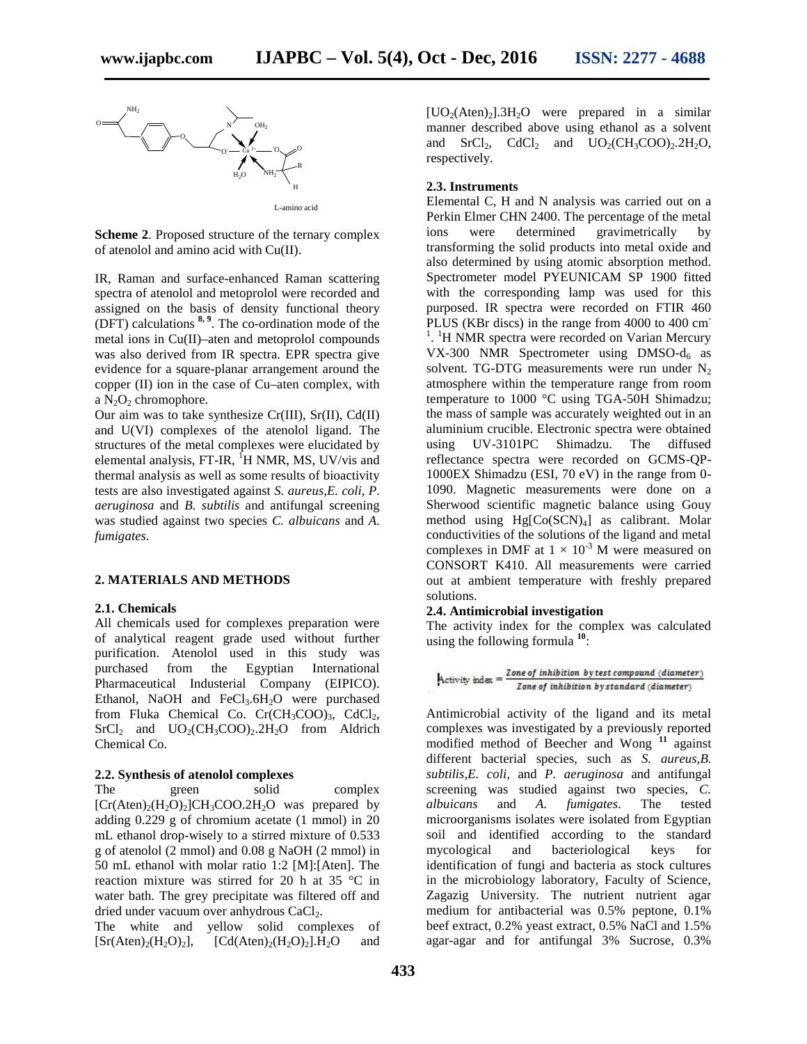**Scheme 2**. Proposed structure of the ternary complex of atenolol and amino acid with Cu(II).

IR, Raman and surface-enhanced Raman scattering spectra of atenolol and metoprolol were recorded and assigned on the basis of density functional theory (DFT) calculations [8, 9]. The co-ordination mode of the metal ions in Cu(II)–aten and metoprolol compounds was also derived from IR spectra. EPR spectra give evidence for a square-planar arrangement around the copper (II) ion in the case of Cu–aten complex, with a $N_2O_2$ chromophore.

Our aim was to take synthesize Cr(III), Sr(II), Cd(II) and U(VI) complexes of the atenolol ligand. The structures of the metal complexes were elucidated by elemental analysis, FT-IR, $^1$H NMR, MS, UV/vis and thermal analysis as well as some results of bioactivity tests are also investigated against *S. aureus,E. coli*, *P. aeruginosa* and *B. subtilis* and antifungal screening was studied against two species *C. albuicans* and *A. fumigates*.

## 2. MATERIALS AND METHODS

### 2.1. Chemicals

All chemicals used for complexes preparation were of analytical reagent grade used without further purification. Atenolol used in this study was purchased from the Egyptian International Pharmaceutical Industerial Company (EIPICO). Ethanol, NaOH and $FeCl_3.6H_2O$ were purchased from Fluka Chemical Co. $Cr(CH_3COO)_3$, $CdCl_2$, $SrCl_2$ and $UO_2(CH_3COO)_2.2H_2O$ from Aldrich Chemical Co.

### 2.2. Synthesis of atenolol complexes

The green solid complex $[Cr(Aten)_2(H_2O)_2]CH_3COO.2H_2O$ was prepared by adding 0.229 g of chromium acetate (1 mmol) in 20 mL ethanol drop-wisely to a stirred mixture of 0.533 g of atenolol (2 mmol) and 0.08 g NaOH (2 mmol) in 50 mL ethanol with molar ratio 1:2 [M]:[Aten]. The reaction mixture was stirred for 20 h at 35 °C in water bath. The grey precipitate was filtered off and dried under vacuum over anhydrous $CaCl_2$.

The white and yellow solid complexes of $[Sr(Aten)_2(H_2O)_2]$, $[Cd(Aten)_2(H_2O)_2].H_2O$ and $[UO_2(Aten)_2].3H_2O$ were prepared in a similar manner described above using ethanol as a solvent and $SrCl_2$, $CdCl_2$ and $UO_2(CH_3COO)_2.2H_2O$, respectively.

### 2.3. Instruments

Elemental C, H and N analysis was carried out on a Perkin Elmer CHN 2400. The percentage of the metal ions were determined gravimetrically by transforming the solid products into metal oxide and also determined by using atomic absorption method. Spectrometer model PYEUNICAM SP 1900 fitted with the corresponding lamp was used for this purposed. IR spectra were recorded on FTIR 460 PLUS (KBr discs) in the range from 4000 to 400 cm$^{-1}$. $^1$H NMR spectra were recorded on Varian Mercury VX-300 NMR Spectrometer using DMSO-$d_6$ as solvent. TG-DTG measurements were run under $N_2$ atmosphere within the temperature range from room temperature to 1000 °C using TGA-50H Shimadzu; the mass of sample was accurately weighted out in an aluminium crucible. Electronic spectra were obtained using UV-3101PC Shimadzu. The diffused reflectance spectra were recorded on GCMS-QP-1000EX Shimadzu (ESI, 70 eV) in the range from 0-1090. Magnetic measurements were done on a Sherwood scientific magnetic balance using Gouy method using $Hg[Co(SCN)_4]$ as calibrant. Molar conductivities of the solutions of the ligand and metal complexes in DMF at $1 \times 10^{-3}$ M were measured on CONSORT K410. All measurements were carried out at ambient temperature with freshly prepared solutions.

### 2.4. Antimicrobial investigation

The activity index for the complex was calculated using the following formula [10]:

$$\text{Activity index} = \frac{\textit{Zone of inhibition by test compound (diameter)}}{\textit{Zone of inhibition by standard (diameter)}}$$

Antimicrobial activity of the ligand and its metal complexes was investigated by a previously reported modified method of Beecher and Wong [11] against different bacterial species, such as *S. aureus,B. subtilis,E. coli,* and *P. aeruginosa* and antifungal screening was studied against two species, *C. albuicans* and *A. fumigates*. The tested microorganisms isolates were isolated from Egyptian soil and identified according to the standard mycological and bacteriological keys for identification of fungi and bacteria as stock cultures in the microbiology laboratory, Faculty of Science, Zagazig University. The nutrient nutrient agar medium for antibacterial was 0.5% peptone, 0.1% beef extract, 0.2% yeast extract, 0.5% NaCl and 1.5% agar-agar and for antifungal 3% Sucrose, 0.3%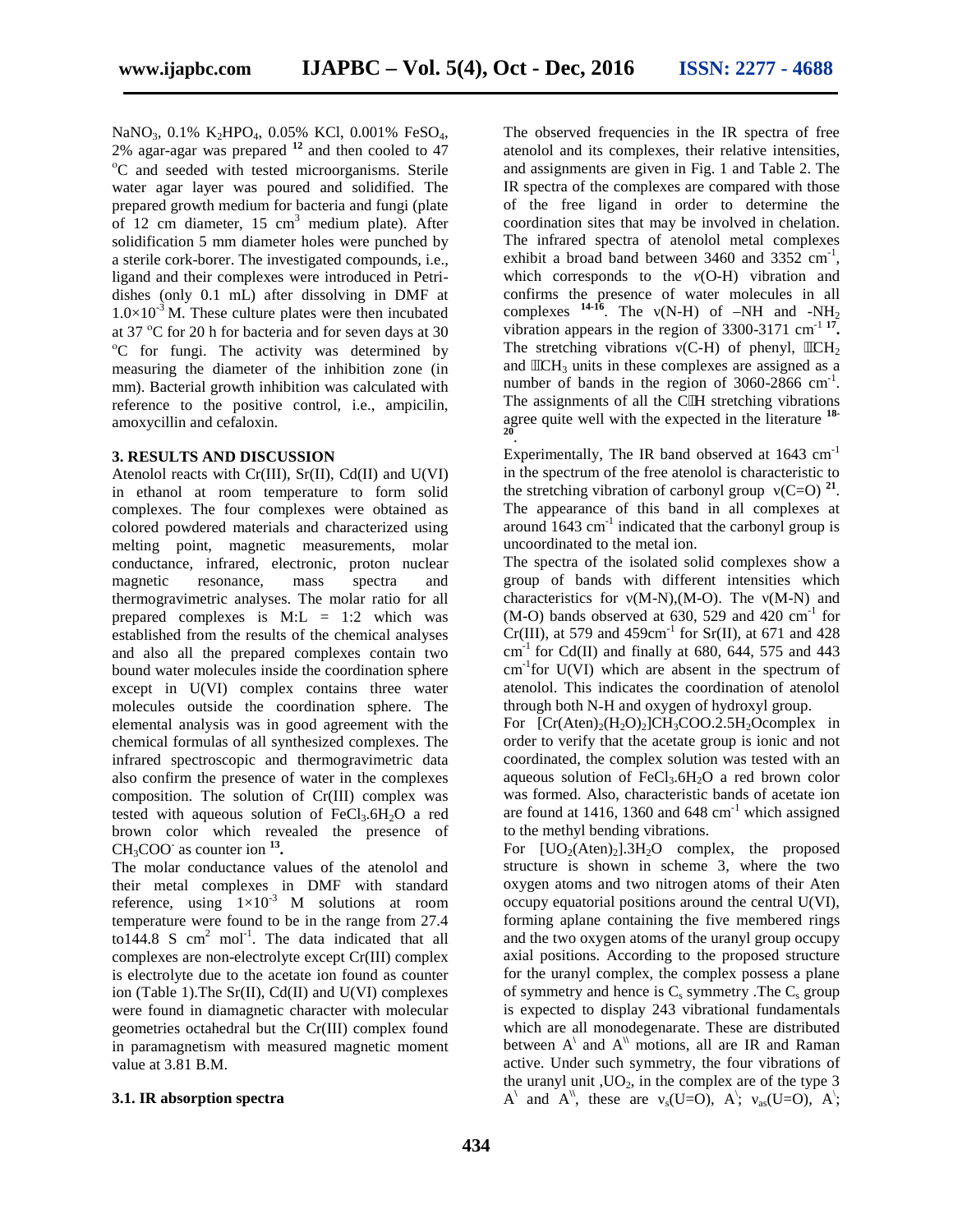$NaNO_3$, 0.1% $K_2HPO_4$, 0.05% KCl, 0.001% $FeSO_4$, 2% agar-agar was prepared [12] and then cooled to 47 °C and seeded with tested microorganisms. Sterile water agar layer was poured and solidified. The prepared growth medium for bacteria and fungi (plate of 12 cm diameter, 15 $cm^3$ medium plate). After solidification 5 mm diameter holes were punched by a sterile cork-borer. The investigated compounds, i.e., ligand and their complexes were introduced in Petri-dishes (only 0.1 mL) after dissolving in DMF at $1.0\times10^{-3}$ M. These culture plates were then incubated at 37 °C for 20 h for bacteria and for seven days at 30 °C for fungi. The activity was determined by measuring the diameter of the inhibition zone (in mm). Bacterial growth inhibition was calculated with reference to the positive control, i.e., ampicilin, amoxycillin and cefaloxin.

## 3. RESULTS AND DISCUSSION

Atenolol reacts with Cr(III), Sr(II), Cd(II) and U(VI) in ethanol at room temperature to form solid complexes. The four complexes were obtained as colored powdered materials and characterized using melting point, magnetic measurements, molar conductance, infrared, electronic, proton nuclear magnetic resonance, mass spectra and thermogravimetric analyses. The molar ratio for all prepared complexes is M:L = 1:2 which was established from the results of the chemical analyses and also all the prepared complexes contain two bound water molecules inside the coordination sphere except in U(VI) complex contains three water molecules outside the coordination sphere. The elemental analysis was in good agreement with the chemical formulas of all synthesized complexes. The infrared spectroscopic and thermogravimetric data also confirm the presence of water in the complexes composition. The solution of Cr(III) complex was tested with aqueous solution of $FeCl_3.6H_2O$ a red brown color which revealed the presence of $CH_3COO^-$ as counter ion [13].

The molar conductance values of the atenolol and their metal complexes in DMF with standard reference, using $1\times10^{-3}$ M solutions at room temperature were found to be in the range from 27.4 to144.8 S $cm^2$ $mol^{-1}$. The data indicated that all complexes are non-electrolyte except Cr(III) complex is electrolyte due to the acetate ion found as counter ion (Table 1).The Sr(II), Cd(II) and U(VI) complexes were found in diamagnetic character with molecular geometries octahedral but the Cr(III) complex found in paramagnetism with measured magnetic moment value at 3.81 B.M.

### 3.1. IR absorption spectra

The observed frequencies in the IR spectra of free atenolol and its complexes, their relative intensities, and assignments are given in Fig. 1 and Table 2. The IR spectra of the complexes are compared with those of the free ligand in order to determine the coordination sites that may be involved in chelation. The infrared spectra of atenolol metal complexes exhibit a broad band between 3460 and 3352 $cm^{-1}$, which corresponds to the $\nu$(O-H) vibration and confirms the presence of water molecules in all complexes [14-16]. The ν(N-H) of –NH and $-NH_2$ vibration appears in the region of 3300-3171 $cm^{-1}$ [17]. The stretching vibrations ν(C-H) of phenyl, $CH_2$ and $CH_3$ units in these complexes are assigned as a number of bands in the region of 3060-2866 $cm^{-1}$. The assignments of all the C-H stretching vibrations agree quite well with the expected in the literature [18-20].

Experimentally, The IR band observed at 1643 $cm^{-1}$ in the spectrum of the free atenolol is characteristic to the stretching vibration of carbonyl group ν(C=O) [21]. The appearance of this band in all complexes at around 1643 $cm^{-1}$ indicated that the carbonyl group is uncoordinated to the metal ion.

The spectra of the isolated solid complexes show a group of bands with different intensities which characteristics for ν(M-N),(M-O). The ν(M-N) and (M-O) bands observed at 630, 529 and 420 $cm^{-1}$ for Cr(III), at 579 and 459$cm^{-1}$ for Sr(II), at 671 and 428 $cm^{-1}$ for Cd(II) and finally at 680, 644, 575 and 443 $cm^{-1}$for U(VI) which are absent in the spectrum of atenolol. This indicates the coordination of atenolol through both N-H and oxygen of hydroxyl group.

For $[Cr(Aten)_2(H_2O)_2]CH_3COO.2.5H_2O$complex in order to verify that the acetate group is ionic and not coordinated, the complex solution was tested with an aqueous solution of $FeCl_3.6H_2O$ a red brown color was formed. Also, characteristic bands of acetate ion are found at 1416, 1360 and 648 $cm^{-1}$ which assigned to the methyl bending vibrations.

For $[UO_2(Aten)_2].3H_2O$ complex, the proposed structure is shown in scheme 3, where the two oxygen atoms and two nitrogen atoms of their Aten occupy equatorial positions around the central U(VI), forming aplane containing the five membered rings and the two oxygen atoms of the uranyl group occupy axial positions. According to the proposed structure for the uranyl complex, the complex possess a plane of symmetry and hence is $C_s$ symmetry .The $C_s$ group is expected to display 243 vibrational fundamentals which are all monodegenarate. These are distributed between $A^\backslash$ and $A^{\backslash\backslash}$ motions, all are IR and Raman active. Under such symmetry, the four vibrations of the uranyl unit ,$UO_2$, in the complex are of the type 3 $A^\backslash$ and $A^{\backslash\backslash}$, these are $\nu_s$(U=O), $A^\backslash$; $\nu_{as}$(U=O), $A^\backslash$;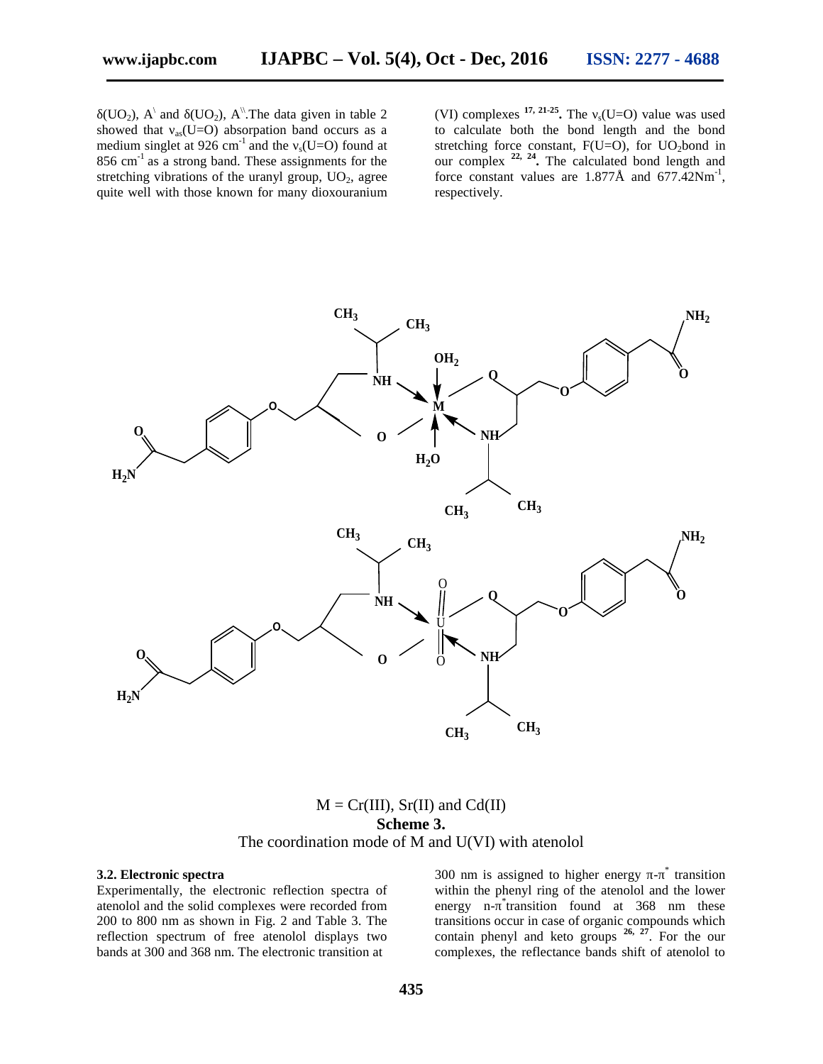$\delta(UO_2)$, A\ and $\delta(UO_2)$, A\\.The data given in table 2 showed that $\nu_{as}(U{=}O)$ absorption band occurs as a medium singlet at 926 $cm^{-1}$ and the $\nu_s(U{=}O)$ found at 856 $cm^{-1}$ as a strong band. These assignments for the stretching vibrations of the uranyl group, $UO_2$, agree quite well with those known for many dioxouranium (VI) complexes [17, 21-25]. The $\nu_s(U{=}O)$ value was used to calculate both the bond length and the bond stretching force constant, F(U=O), for $UO_2$bond in our complex [22, 24]. The calculated bond length and force constant values are 1.877Å and 677.42$Nm^{-1}$, respectively.

M = Cr(III), Sr(II) and Cd(II)

**Scheme 3.**

The coordination mode of M and U(VI) with atenolol

### 3.2. Electronic spectra

Experimentally, the electronic reflection spectra of atenolol and the solid complexes were recorded from 200 to 800 nm as shown in Fig. 2 and Table 3. The reflection spectrum of free atenolol displays two bands at 300 and 368 nm. The electronic transition at 300 nm is assigned to higher energy $\pi$-$\pi^*$ transition within the phenyl ring of the atenolol and the lower energy n-$\pi^*$transition found at 368 nm these transitions occur in case of organic compounds which contain phenyl and keto groups [26, 27]. For the our complexes, the reflectance bands shift of atenolol to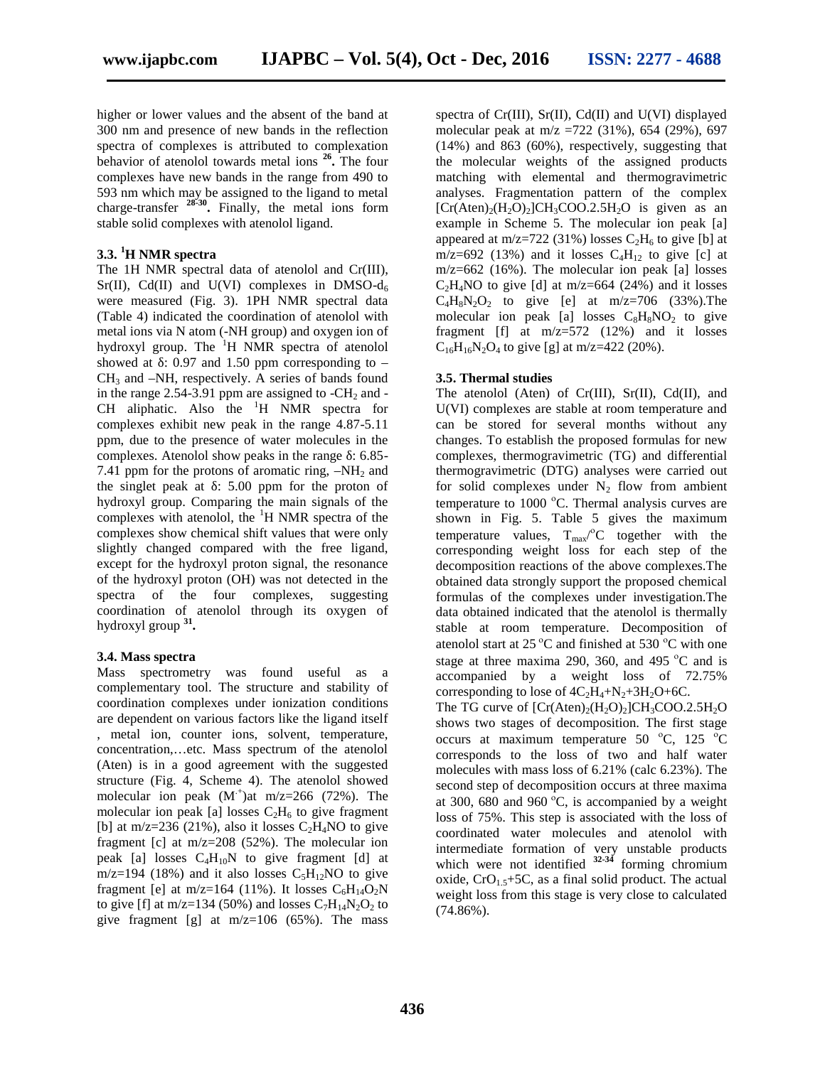higher or lower values and the absent of the band at 300 nm and presence of new bands in the reflection spectra of complexes is attributed to complexation behavior of atenolol towards metal ions [26]. The four complexes have new bands in the range from 490 to 593 nm which may be assigned to the ligand to metal charge-transfer [28-30]. Finally, the metal ions form stable solid complexes with atenolol ligand.

### 3.3. $^1$H NMR spectra

The 1H NMR spectral data of atenolol and Cr(III), Sr(II), Cd(II) and U(VI) complexes in DMSO-$d_6$ were measured (Fig. 3). 1PH NMR spectral data (Table 4) indicated the coordination of atenolol with metal ions via N atom (-NH group) and oxygen ion of hydroxyl group. The $^1$H NMR spectra of atenolol showed at δ: 0.97 and 1.50 ppm corresponding to –$CH_3$ and –NH, respectively. A series of bands found in the range 2.54-3.91 ppm are assigned to -$CH_2$ and -CH aliphatic. Also the $^1$H NMR spectra for complexes exhibit new peak in the range 4.87-5.11 ppm, due to the presence of water molecules in the complexes. Atenolol show peaks in the range δ: 6.85-7.41 ppm for the protons of aromatic ring, –$NH_2$ and the singlet peak at δ: 5.00 ppm for the proton of hydroxyl group. Comparing the main signals of the complexes with atenolol, the $^1$H NMR spectra of the complexes show chemical shift values that were only slightly changed compared with the free ligand, except for the hydroxyl proton signal, the resonance of the hydroxyl proton (OH) was not detected in the spectra of the four complexes, suggesting coordination of atenolol through its oxygen of hydroxyl group [31].

### 3.4. Mass spectra

Mass spectrometry was found useful as a complementary tool. The structure and stability of coordination complexes under ionization conditions are dependent on various factors like the ligand itself , metal ion, counter ions, solvent, temperature, concentration,…etc. Mass spectrum of the atenolol (Aten) is in a good agreement with the suggested structure (Fig. 4, Scheme 4). The atenolol showed molecular ion peak ($M^{+}$)at m/z=266 (72%). The molecular ion peak [a] losses $C_2H_6$ to give fragment [b] at m/z=236 (21%), also it losses $C_2H_4NO$ to give fragment [c] at m/z=208 (52%). The molecular ion peak [a] losses $C_4H_{10}N$ to give fragment [d] at m/z=194 (18%) and it also losses $C_5H_{12}NO$ to give fragment [e] at m/z=164 (11%). It losses $C_6H_{14}O_2N$ to give [f] at m/z=134 (50%) and losses $C_7H_{14}N_2O_2$ to give fragment [g] at m/z=106 (65%). The mass spectra of Cr(III), Sr(II), Cd(II) and U(VI) displayed molecular peak at m/z =722 (31%), 654 (29%), 697 (14%) and 863 (60%), respectively, suggesting that the molecular weights of the assigned products matching with elemental and thermogravimetric analyses. Fragmentation pattern of the complex $[Cr(Aten)_2(H_2O)_2]CH_3COO.2.5H_2O$ is given as an example in Scheme 5. The molecular ion peak [a] appeared at m/z=722 (31%) losses $C_2H_6$ to give [b] at m/z=692 (13%) and it losses $C_4H_{12}$ to give [c] at m/z=662 (16%). The molecular ion peak [a] losses $C_2H_4NO$ to give [d] at m/z=664 (24%) and it losses $C_4H_8N_2O_2$ to give [e] at m/z=706 (33%).The molecular ion peak [a] losses $C_8H_8NO_2$ to give fragment [f] at m/z=572 (12%) and it losses $C_{16}H_{16}N_2O_4$ to give [g] at m/z=422 (20%).

### 3.5. Thermal studies

The atenolol (Aten) of Cr(III), Sr(II), Cd(II), and U(VI) complexes are stable at room temperature and can be stored for several months without any changes. To establish the proposed formulas for new complexes, thermogravimetric (TG) and differential thermogravimetric (DTG) analyses were carried out for solid complexes under $N_2$ flow from ambient temperature to 1000 °C. Thermal analysis curves are shown in Fig. 5. Table 5 gives the maximum temperature values, $T_{max}$/°C together with the corresponding weight loss for each step of the decomposition reactions of the above complexes.The obtained data strongly support the proposed chemical formulas of the complexes under investigation.The data obtained indicated that the atenolol is thermally stable at room temperature. Decomposition of atenolol start at 25 °C and finished at 530 °C with one stage at three maxima 290, 360, and 495 °C and is accompanied by a weight loss of 72.75% corresponding to lose of $4C_2H_4$+$N_2$+$3H_2O$+6C.

The TG curve of $[Cr(Aten)_2(H_2O)_2]CH_3COO.2.5H_2O$ shows two stages of decomposition. The first stage occurs at maximum temperature 50 °C, 125 °C corresponds to the loss of two and half water molecules with mass loss of 6.21% (calc 6.23%). The second step of decomposition occurs at three maxima at 300, 680 and 960 °C, is accompanied by a weight loss of 75%. This step is associated with the loss of coordinated water molecules and atenolol with intermediate formation of very unstable products which were not identified [32-34] forming chromium oxide, $CrO_{1.5}$+5C, as a final solid product. The actual weight loss from this stage is very close to calculated (74.86%).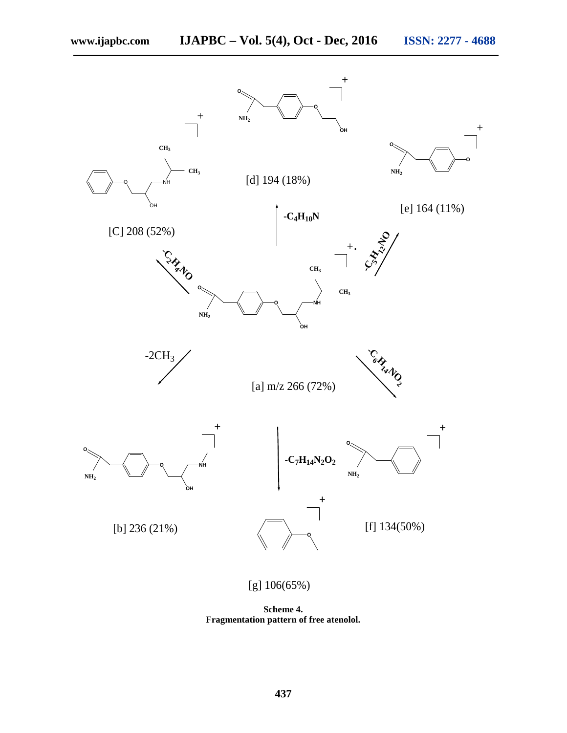[C] 208 (52%)

[d] 194 (18%)

[e] 164 (11%)

$-C_4H_{10}N$

$-C_2H_4NO$

$-C_5H_{12}NO$

[a] m/z 266 (72%)

$-2CH_3$

$-C_6H_{14}NO_2$

$-C_7H_{14}N_2O_2$

[b] 236 (21%)

[f] 134(50%)

[g] 106(65%)

**Scheme 4.**
**Fragmentation pattern of free atenolol.**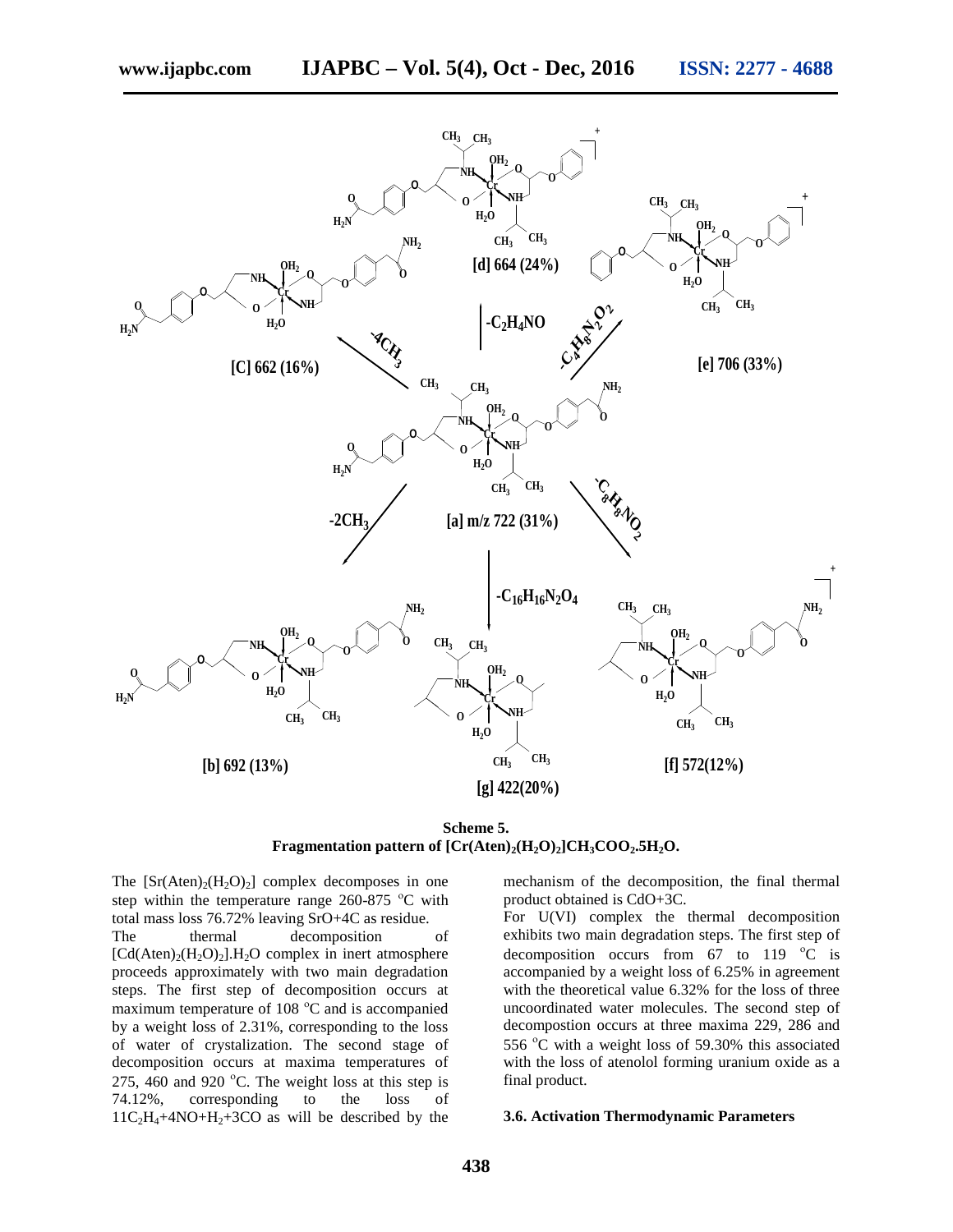**Scheme 5.**
**Fragmentation pattern of $[Cr(Aten)_2(H_2O)_2]CH_3COO_2.5H_2O$.**

The $[Sr(Aten)_2(H_2O)_2]$ complex decomposes in one step within the temperature range 260-875 °C with total mass loss 76.72% leaving SrO+4C as residue.

The thermal decomposition of $[Cd(Aten)_2(H_2O)_2].H_2O$ complex in inert atmosphere proceeds approximately with two main degradation steps. The first step of decomposition occurs at maximum temperature of 108 °C and is accompanied by a weight loss of 2.31%, corresponding to the loss of water of crystalization. The second stage of decomposition occurs at maxima temperatures of 275, 460 and 920 °C. The weight loss at this step is 74.12%, corresponding to the loss of $11C_2H_4$+4NO+$H_2$+3CO as will be described by the mechanism of the decomposition, the final thermal product obtained is CdO+3C.

For U(VI) complex the thermal decomposition exhibits two main degradation steps. The first step of decomposition occurs from 67 to 119 °C is accompanied by a weight loss of 6.25% in agreement with the theoretical value 6.32% for the loss of three uncoordinated water molecules. The second step of decompostion occurs at three maxima 229, 286 and 556 °C with a weight loss of 59.30% this associated with the loss of atenolol forming uranium oxide as a final product.

### 3.6. Activation Thermodynamic Parameters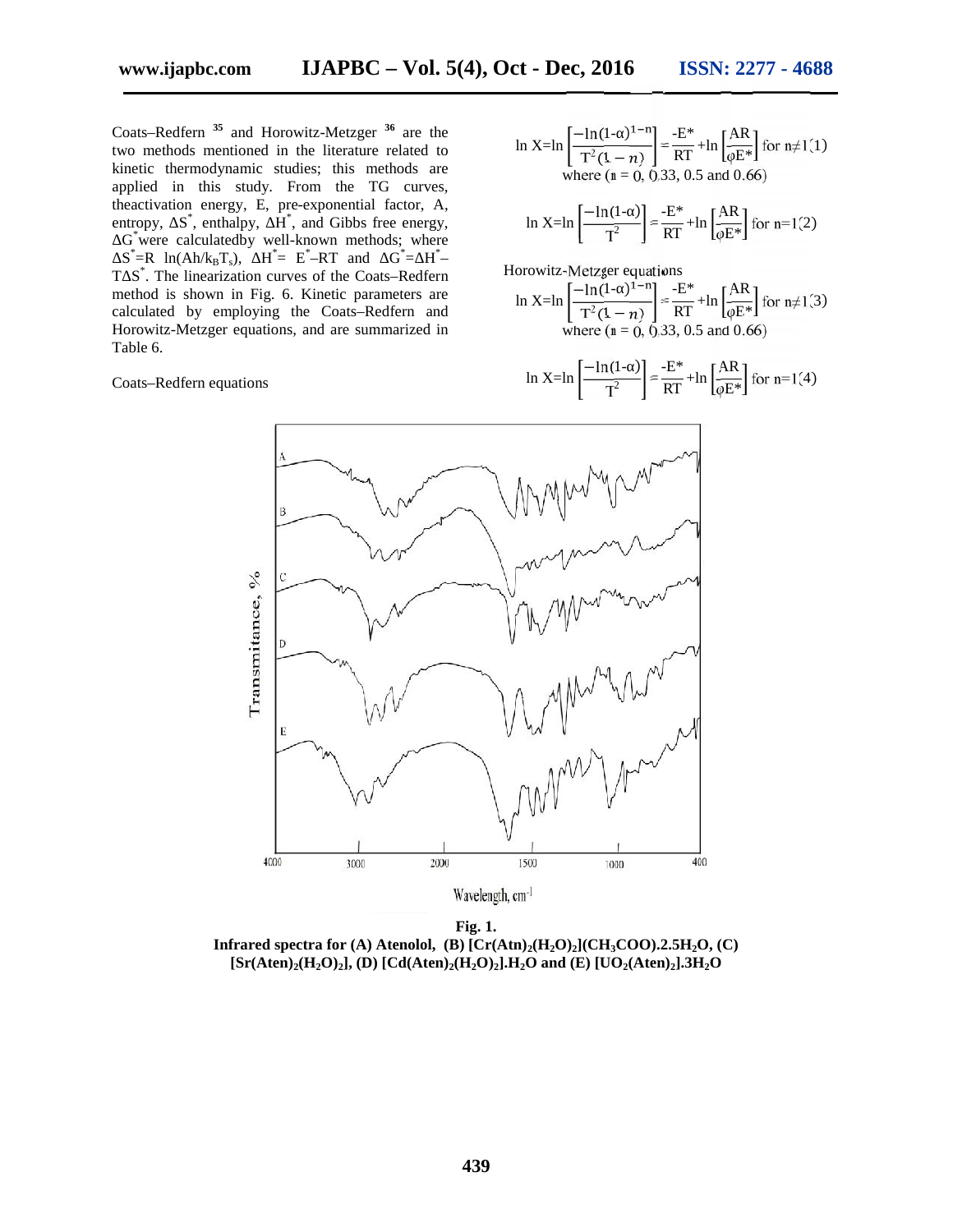Coats–Redfern [35] and Horowitz-Metzger [36] are the two methods mentioned in the literature related to kinetic thermodynamic studies; this methods are applied in this study. From the TG curves, theactivation energy, E, pre-exponential factor, A, entropy, $\Delta S^*$, enthalpy, $\Delta H^*$, and Gibbs free energy, $\Delta G^*$were calculatedby well-known methods; where $\Delta S^*=R\ \ln(Ah/k_BT_s)$, $\Delta H^*= E^*-RT$ and $\Delta G^*=\Delta H^*-T\Delta S^*$. The linearization curves of the Coats–Redfern method is shown in Fig. 6. Kinetic parameters are calculated by employing the Coats–Redfern and Horowitz-Metzger equations, and are summarized in Table 6.

Coats–Redfern equations

$$\ln X=\ln\left[\frac{-\ln(1-\alpha)^{1-n}}{T^2(1-n)}\right]=\frac{-E^*}{RT}+\ln\left[\frac{AR}{\varphi E^*}\right] \text{ for } n\neq 1 \quad (1)$$

where (n = 0, 0.33, 0.5 and 0.66)

$$\ln X=\ln\left[\frac{-\ln(1-\alpha)}{T^2}\right]=\frac{-E^*}{RT}+\ln\left[\frac{AR}{\varphi E^*}\right] \text{ for } n=1 \quad (2)$$

Horowitz-Metzger equations

$$\ln X=\ln\left[\frac{-\ln(1-\alpha)^{1-n}}{T^2(1-n)}\right]=\frac{-E^*}{RT}+\ln\left[\frac{AR}{\varphi E^*}\right] \text{ for } n\neq 1 \quad (3)$$

where (n = 0, 0.33, 0.5 and 0.66)

$$\ln X=\ln\left[\frac{-\ln(1-\alpha)}{T^2}\right]=\frac{-E^*}{RT}+\ln\left[\frac{AR}{\varphi E^*}\right] \text{ for } n=1 \quad (4)$$

**Fig. 1.**
**Infrared spectra for (A) Atenolol, (B) $[Cr(Atn)_2(H_2O)_2](CH_3COO).2.5H_2O$, (C) $[Sr(Aten)_2(H_2O)_2]$, (D) $[Cd(Aten)_2(H_2O)_2].H_2O$ and (E) $[UO_2(Aten)_2].3H_2O$**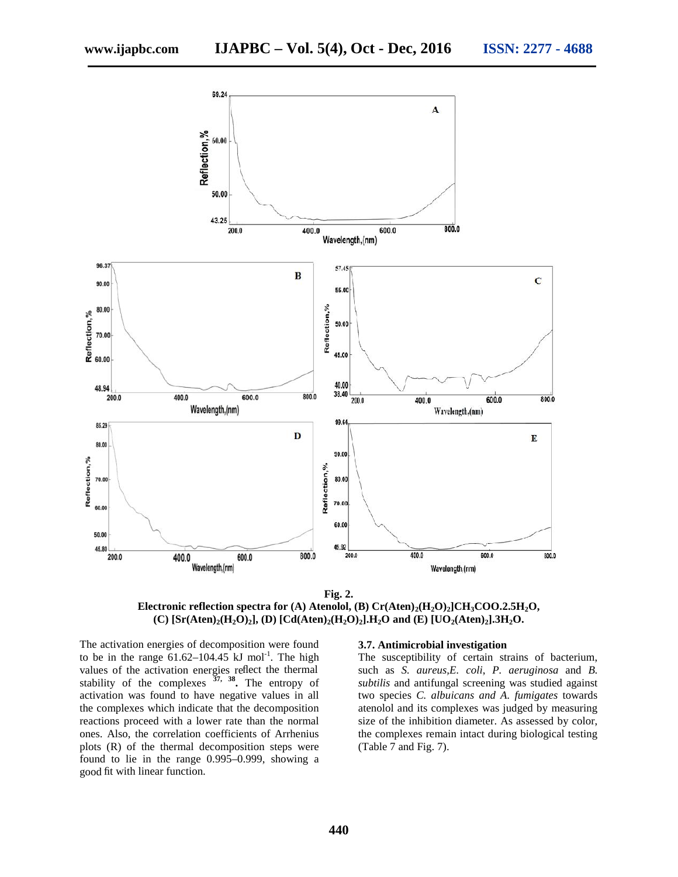**Fig. 2.**
**Electronic reflection spectra for (A) Atenolol, (B) $Cr(Aten)_2(H_2O)_2]CH_3COO.2.5H_2O$, (C) $[Sr(Aten)_2(H_2O)_2]$, (D) $[Cd(Aten)_2(H_2O)_2].H_2O$ and (E) $[UO_2(Aten)_2].3H_2O$.**

The activation energies of decomposition were found to be in the range 61.62–104.45 kJ mol$^{-1}$. The high values of the activation energies reflect the thermal stability of the complexes [37, 38]. The entropy of activation was found to have negative values in all the complexes which indicate that the decomposition reactions proceed with a lower rate than the normal ones. Also, the correlation coefficients of Arrhenius plots (R) of the thermal decomposition steps were found to lie in the range 0.995–0.999, showing a good fit with linear function.

### 3.7. Antimicrobial investigation

The susceptibility of certain strains of bacterium, such as *S. aureus*,*E. coli*, *P. aeruginosa* and *B. subtilis* and antifungal screening was studied against two species *C. albuicans and A. fumigates* towards atenolol and its complexes was judged by measuring size of the inhibition diameter. As assessed by color, the complexes remain intact during biological testing (Table 7 and Fig. 7).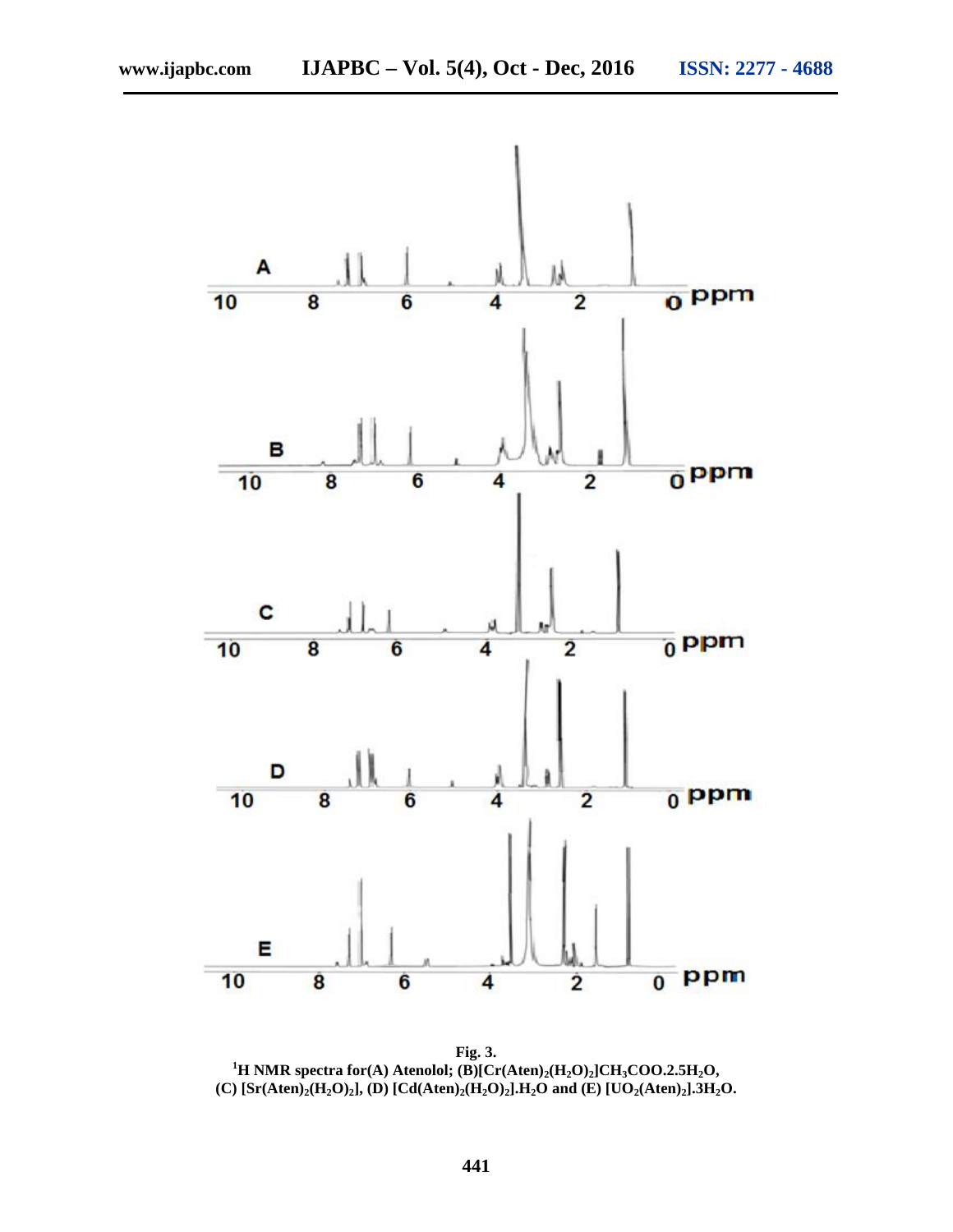**Fig. 3.**
**[1]H NMR spectra for(A) Atenolol; (B)$[Cr(Aten)_2(H_2O)_2]CH_3COO.2.5H_2O$, (C) $[Sr(Aten)_2(H_2O)_2]$, (D) $[Cd(Aten)_2(H_2O)_2].H_2O$ and (E) $[UO_2(Aten)_2].3H_2O$.**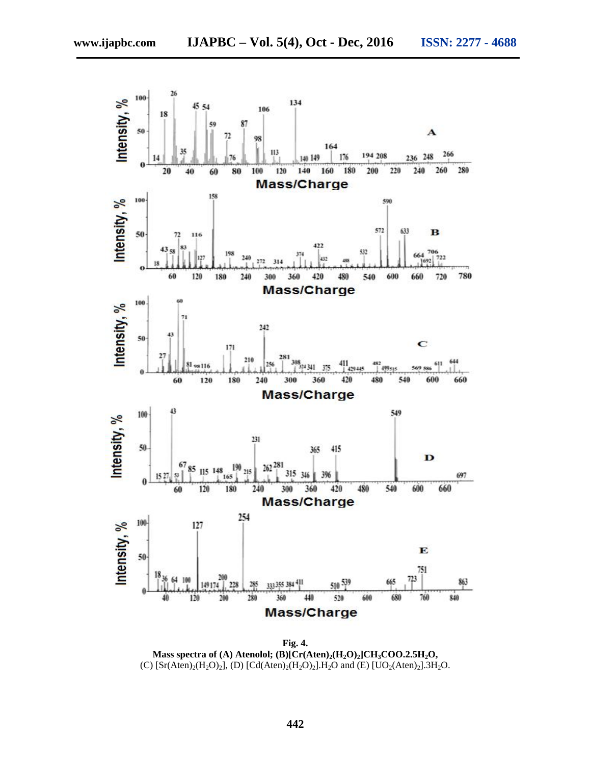**Fig. 4.**
**Mass spectra of (A) Atenolol; (B)[Cr(Aten)$_2$(H$_2$O)$_2$]CH$_3$COO.2.5H$_2$O,**
(C) [Sr(Aten)$_2$(H$_2$O)$_2$], (D) [Cd(Aten)$_2$(H$_2$O)$_2$].H$_2$O and (E) [UO$_2$(Aten)$_2$].3H$_2$O.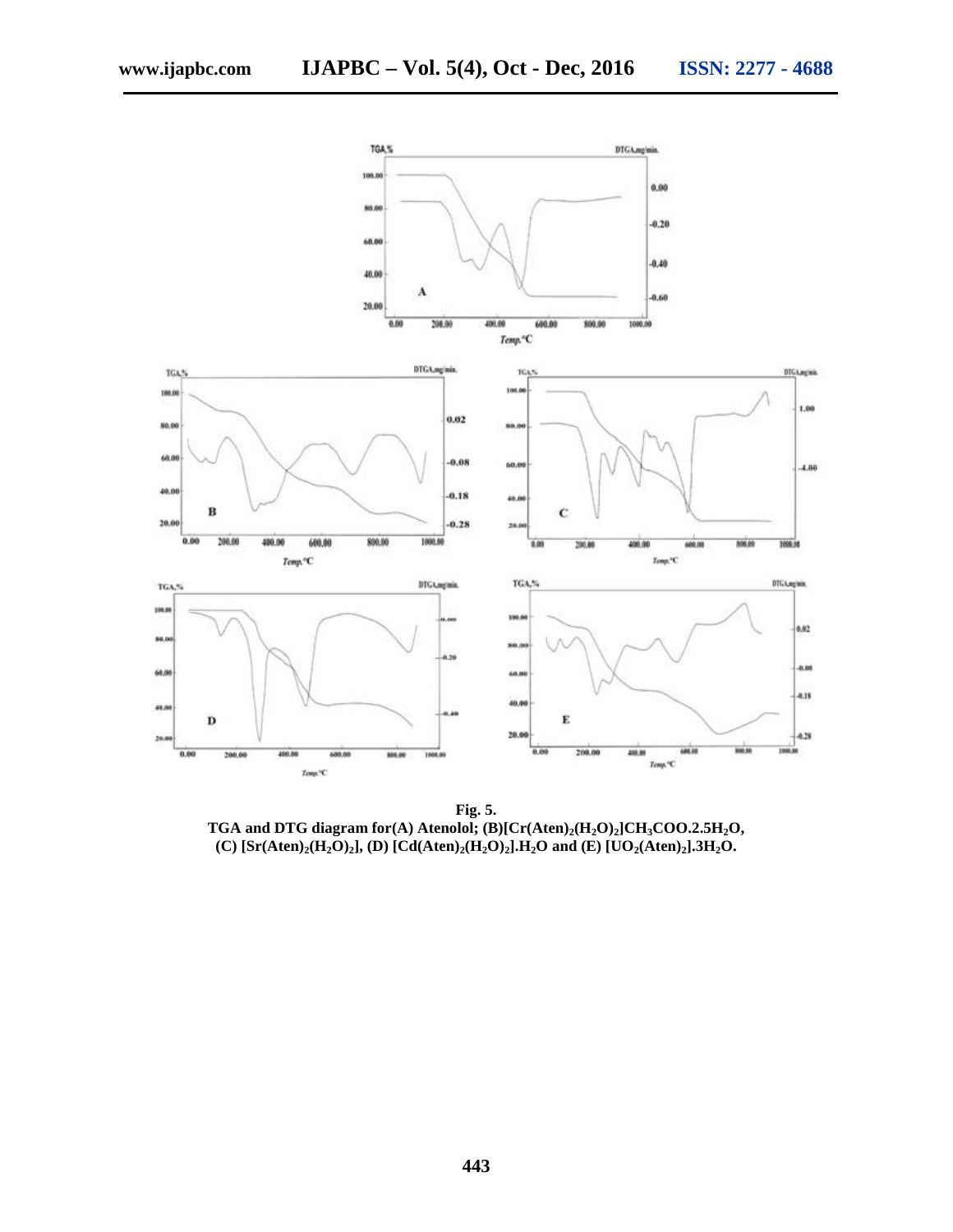**Fig. 5.**
**TGA and DTG diagram for(A) Atenolol; (B)[$Cr(Aten)_2(H_2O)_2$]$CH_3COO.2.5H_2O$, (C) [$Sr(Aten)_2(H_2O)_2$], (D) [$Cd(Aten)_2(H_2O)_2$].$H_2O$ and (E) [$UO_2(Aten)_2$].$3H_2O$.**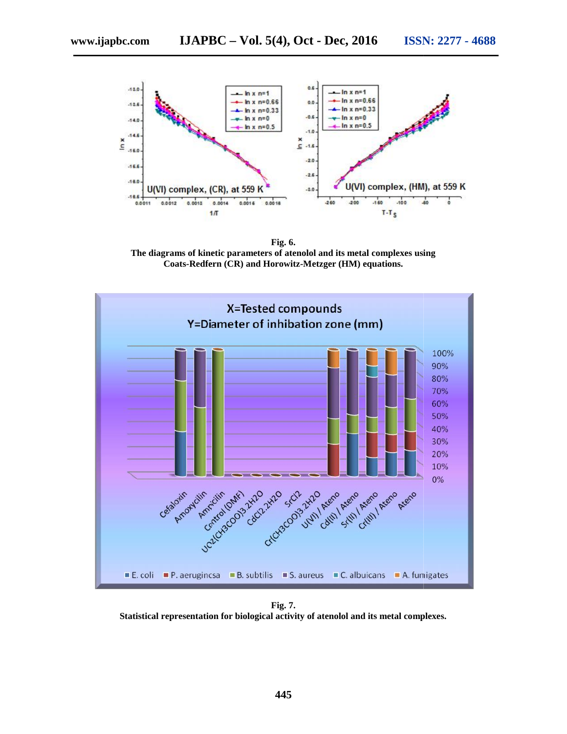**Fig. 6.**
**The diagrams of kinetic parameters of atenolol and its metal complexes using Coats-Redfern (CR) and Horowitz-Metzger (HM) equations.**

**Fig. 7.**
**Statistical representation for biological activity of atenolol and its metal complexes.**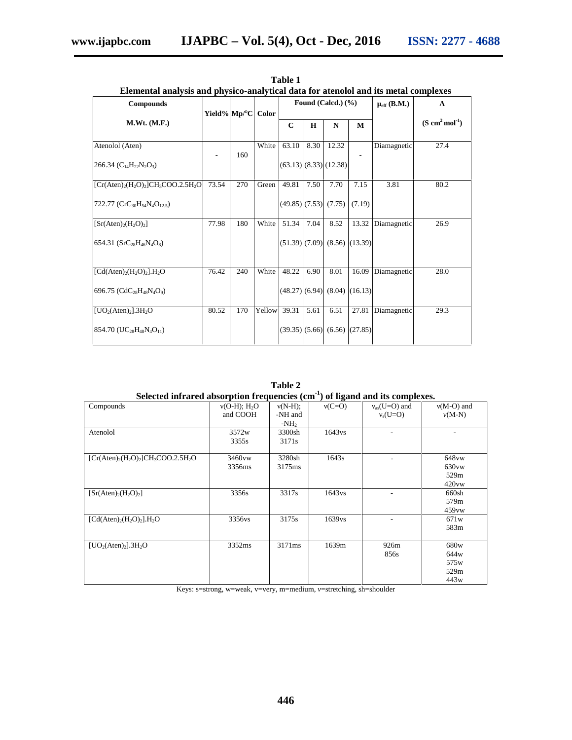**Table 1**

**Elemental analysis and physico-analytical data for atenolol and its metal complexes**

| Compounds M.Wt. (M.F.) | Yield% | Mp/°C | Color | Found (Calcd.) (%) | | | | $\mu_{eff}$ (B.M.) | Λ ($S\ cm^2\ mol^{-1}$) |
|---|---|---|---|---|---|---|---|---|---|
| | | | | C | H | N | M | | |
| Atenolol (Aten) 266.34 ($C_{14}H_{22}N_2O_3$) | - | 160 | White | 63.10 (63.13) | 8.30 (8.33) | 12.32 (12.38) | - | Diamagnetic | 27.4 |
| $[Cr(Aten)_2(H_2O)_2]CH_3COO.2.5H_2O$ 722.77 ($CrC_{30}H_{54}N_4O_{12.5}$) | 73.54 | 270 | Green | 49.81 (49.85) | 7.50 (7.53) | 7.70 (7.75) | 7.15 (7.19) | 3.81 | 80.2 |
| $[Sr(Aten)_2(H_2O)_2]$ 654.31 ($SrC_{28}H_{46}N_4O_8$) | 77.98 | 180 | White | 51.34 (51.39) | 7.04 (7.09) | 8.52 (8.56) | 13.32 (13.39) | Diamagnetic | 26.9 |
| $[Cd(Aten)_2(H_2O)_2].H_2O$ 696.75 ($CdC_{28}H_{48}N_4O_9$) | 76.42 | 240 | White | 48.22 (48.27) | 6.90 (6.94) | 8.01 (8.04) | 16.09 (16.13) | Diamagnetic | 28.0 |
| $[UO_2(Aten)_2].3H_2O$ 854.70 ($UC_{28}H_{48}N_4O_{11}$) | 80.52 | 170 | Yellow | 39.31 (39.35) | 5.61 (5.66) | 6.51 (6.56) | 27.81 (27.85) | Diamagnetic | 29.3 |

**Table 2**

**Selected infrared absorption frequencies ($cm^{-1}$) of ligand and its complexes.**

| Compounds | ν(O-H); $H_2O$ and COOH | ν(N-H); -NH and $-NH_2$ | ν(C=O) | $\nu_{as}$(U=O) and $\nu_s$(U=O) | ν(M-O) and ν(M-N) |
|---|---|---|---|---|---|
| Atenolol | 3572w 3355s | 3300sh 3171s | 1643vs | - | - |
| $[Cr(Aten)_2(H_2O)_2]CH_3COO.2.5H_2O$ | 3460vw 3356ms | 3280sh 3175ms | 1643s | - | 648vw 630vw 529m 420vw |
| $[Sr(Aten)_2(H_2O)_2]$ | 3356s | 3317s | 1643vs | - | 660sh 579m 459vw |
| $[Cd(Aten)_2(H_2O)_2].H_2O$ | 3356vs | 3175s | 1639vs | - | 671w 583m |
| $[UO_2(Aten)_2].3H_2O$ | 3352ms | 3171ms | 1639m | 926m 856s | 680w 644w 575w 529m 443w |

Keys: s=strong, w=weak, v=very, m=medium, *ν*=stretching, sh=shoulder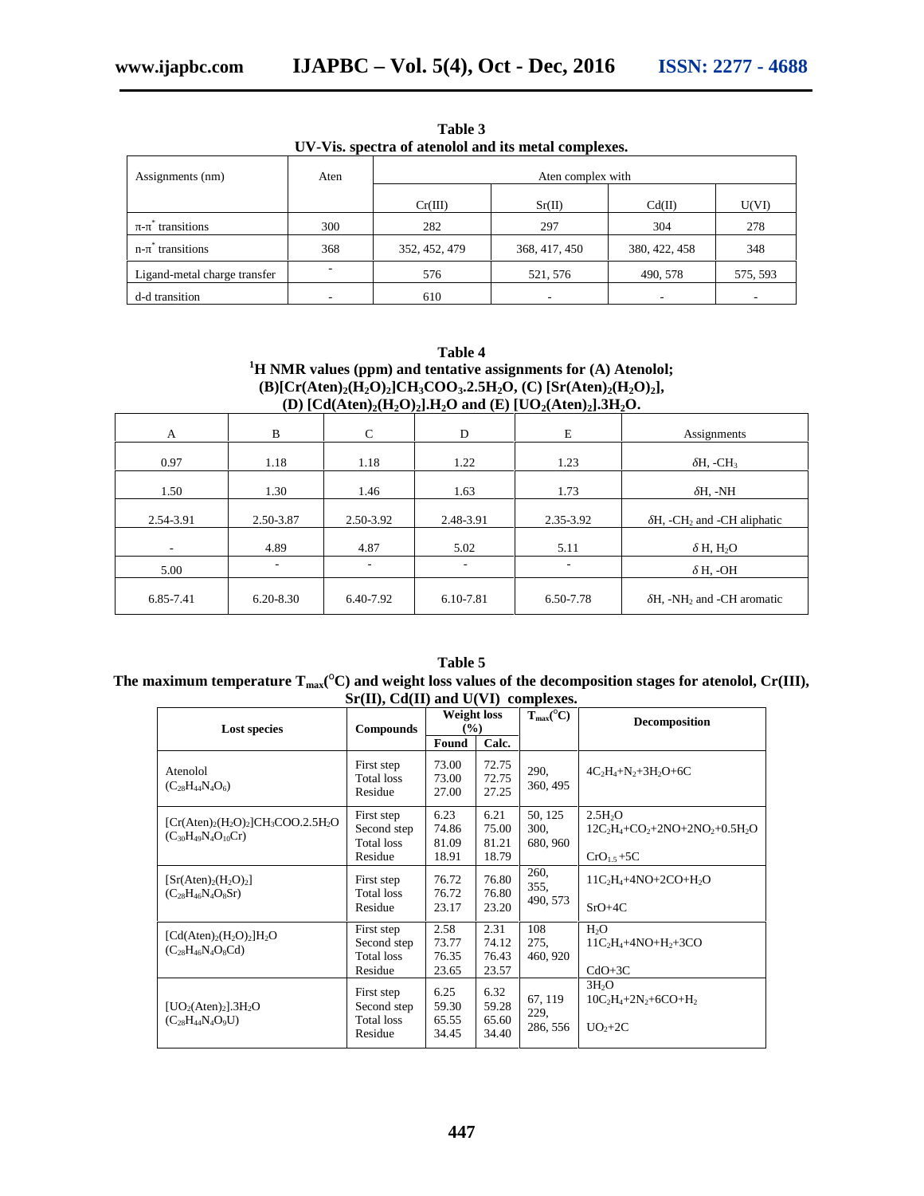**Table 3**
**UV-Vis. spectra of atenolol and its metal complexes.**

| Assignments (nm) | Aten | Aten complex with | | | |
|---|---|---|---|---|---|
| | | Cr(III) | Sr(II) | Cd(II) | U(VI) |
| $\pi$-$\pi^*$ transitions | 300 | 282 | 297 | 304 | 278 |
| n-$\pi^*$ transitions | 368 | 352, 452, 479 | 368, 417, 450 | 380, 422, 458 | 348 |
| Ligand-metal charge transfer | - | 576 | 521, 576 | 490, 578 | 575, 593 |
| d-d transition | - | 610 | - | - | - |

**Table 4**
**[1]H NMR values (ppm) and tentative assignments for (A) Atenolol; (B)$[Cr(Aten)_2(H_2O)_2]CH_3COO_3.2.5H_2O$, (C) $[Sr(Aten)_2(H_2O)_2]$, (D) $[Cd(Aten)_2(H_2O)_2].H_2O$ and (E) $[UO_2(Aten)_2].3H_2O$.**

| A | B | C | D | E | Assignments |
|---|---|---|---|---|---|
| 0.97 | 1.18 | 1.18 | 1.22 | 1.23 | $\delta$H, $-CH_3$ |
| 1.50 | 1.30 | 1.46 | 1.63 | 1.73 | $\delta$H, -NH |
| 2.54-3.91 | 2.50-3.87 | 2.50-3.92 | 2.48-3.91 | 2.35-3.92 | $\delta$H, $-CH_2$ and -CH aliphatic |
| - | 4.89 | 4.87 | 5.02 | 5.11 | $\delta$ H, $H_2O$ |
| 5.00 | - | - | - | - | $\delta$ H, -OH |
| 6.85-7.41 | 6.20-8.30 | 6.40-7.92 | 6.10-7.81 | 6.50-7.78 | $\delta$H, $-NH_2$ and -CH aromatic |

**Table 5**
**The maximum temperature $T_{max}$(°C) and weight loss values of the decomposition stages for atenolol, Cr(III), Sr(II), Cd(II) and U(VI) complexes.**

| Lost species | Compounds | Weight loss (%) | | $T_{max}$(°C) | Decomposition |
|---|---|---|---|---|---|
| | | Found | Calc. | | |
| Atenolol ($C_{28}H_{44}N_4O_6$) | First step<br>Total loss<br>Residue | 73.00<br>73.00<br>27.00 | 72.75<br>72.75<br>27.25 | 290, 360, 495 | $4C_2H_4+N_2+3H_2O+6C$ |
| $[Cr(Aten)_2(H_2O)_2]CH_3COO.2.5H_2O$ ($C_{30}H_{49}N_4O_{10}Cr$) | First step<br>Second step<br>Total loss<br>Residue | 6.23<br>74.86<br>81.09<br>18.91 | 6.21<br>75.00<br>81.21<br>18.79 | 50, 125<br>300, 680, 960 | $2.5H_2O$<br>$12C_2H_4+CO_2+2NO+2NO_2+0.5H_2O$<br>$CrO_{1.5}+5C$ |
| $[Sr(Aten)_2(H_2O)_2]$ ($C_{28}H_{46}N_4O_8Sr$) | First step<br>Total loss<br>Residue | 76.72<br>76.72<br>23.17 | 76.80<br>76.80<br>23.20 | 260, 355, 490, 573 | $11C_2H_4+4NO+2CO+H_2O$<br>$SrO+4C$ |
| $[Cd(Aten)_2(H_2O)_2]H_2O$ ($C_{28}H_{46}N_4O_8Cd$) | First step<br>Second step<br>Total loss<br>Residue | 2.58<br>73.77<br>76.35<br>23.65 | 2.31<br>74.12<br>76.43<br>23.57 | 108<br>275, 460, 920 | $H_2O$<br>$11C_2H_4+4NO+H_2+3CO$<br>$CdO+3C$ |
| $[UO_2(Aten)_2].3H_2O$ ($C_{28}H_{44}N_4O_9U$) | First step<br>Second step<br>Total loss<br>Residue | 6.25<br>59.30<br>65.55<br>34.45 | 6.32<br>59.28<br>65.60<br>34.40 | 67, 119<br>229, 286, 556 | $3H_2O$<br>$10C_2H_4+2N_2+6CO+H_2$<br>$UO_2+2C$ |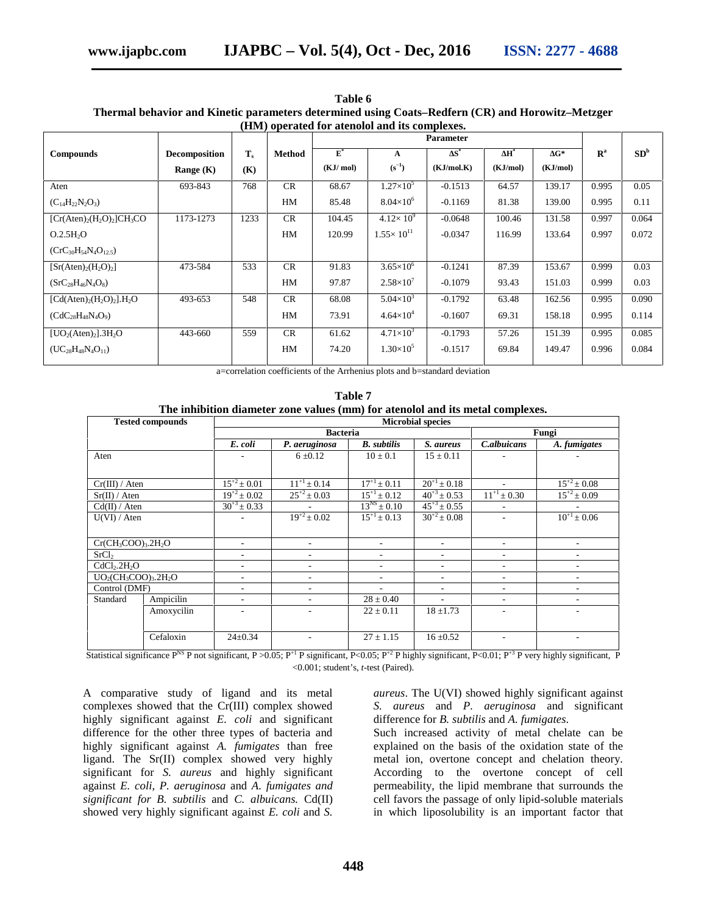**Table 6**
**Thermal behavior and Kinetic parameters determined using Coats–Redfern (CR) and Horowitz–Metzger (HM) operated for atenolol and its complexes.**

| Compounds | Decomposition Range (K) | $T_s$ (K) | Method | Parameter | | | | | $R^a$ | $SD^b$ |
|---|---|---|---|---|---|---|---|---|---|---|
| | | | | $E^*$ (KJ/ mol) | A ($s^{-1}$) | $\Delta S^*$ (KJ/mol.K) | $\Delta H^*$ (KJ/mol) | $\Delta G^*$ (KJ/mol) | | |
| Aten ($C_{14}H_{22}N_2O_3$) | 693-843 | 768 | CR | 68.67 | $1.27\times10^5$ | -0.1513 | 64.57 | 139.17 | 0.995 | 0.05 |
| | | | HM | 85.48 | $8.04\times10^6$ | -0.1169 | 81.38 | 139.00 | 0.995 | 0.11 |
| $[Cr(Aten)_2(H_2O)_2]CH_3COO.2.5H_2O$ ($CrC_{30}H_{54}N_4O_{12.5}$) | 1173-1273 | 1233 | CR | 104.45 | $4.12\times10^9$ | -0.0648 | 100.46 | 131.58 | 0.997 | 0.064 |
| | | | HM | 120.99 | $1.55\times10^{11}$ | -0.0347 | 116.99 | 133.64 | 0.997 | 0.072 |
| $[Sr(Aten)_2(H_2O)_2]$ ($SrC_{28}H_{46}N_4O_8$) | 473-584 | 533 | CR | 91.83 | $3.65\times10^6$ | -0.1241 | 87.39 | 153.67 | 0.999 | 0.03 |
| | | | HM | 97.87 | $2.58\times10^7$ | -0.1079 | 93.43 | 151.03 | 0.999 | 0.03 |
| $[Cd(Aten)_2(H_2O)_2].H_2O$ ($CdC_{28}H_{48}N_4O_9$) | 493-653 | 548 | CR | 68.08 | $5.04\times10^3$ | -0.1792 | 63.48 | 162.56 | 0.995 | 0.090 |
| | | | HM | 73.91 | $4.64\times10^4$ | -0.1607 | 69.31 | 158.18 | 0.995 | 0.114 |
| $[UO_2(Aten)_2].3H_2O$ ($UC_{28}H_{48}N_4O_{11}$) | 443-660 | 559 | CR | 61.62 | $4.71\times10^3$ | -0.1793 | 57.26 | 151.39 | 0.995 | 0.085 |
| | | | HM | 74.20 | $1.30\times10^5$ | -0.1517 | 69.84 | 149.47 | 0.996 | 0.084 |

a=correlation coefficients of the Arrhenius plots and b=standard deviation

**Table 7**
**The inhibition diameter zone values (mm) for atenolol and its metal complexes.**

| Tested compounds | | Microbial species | | | | | |
|---|---|---|---|---|---|---|---|
| | | Bacteria | | | | Fungi | |
| | | *E. coli* | *P. aeruginosa* | *B. subtilis* | *S. aureus* | *C.albuicans* | *A. fumigates* |
| Aten | | - | 6 ±0.12 | 10 ± 0.1 | 15 ± 0.11 | - | - |
| Cr(III) / Aten | | $15^{+2}\pm0.01$ | $11^{+1}\pm0.14$ | $17^{+1}\pm0.11$ | $20^{+1}\pm0.18$ | - | $15^{+2}\pm0.08$ |
| Sr(II) / Aten | | $19^{+2}\pm0.02$ | $25^{+2}\pm0.03$ | $15^{+1}\pm0.12$ | $40^{+3}\pm0.53$ | $11^{+1}\pm0.30$ | $15^{+2}\pm0.09$ |
| Cd(II) / Aten | | $30^{+3}\pm0.33$ | - | $13^{NS}\pm0.10$ | $45^{+3}\pm0.55$ | - | - |
| U(VI) / Aten | | - | $19^{+2}\pm0.02$ | $15^{+1}\pm0.13$ | $30^{+2}\pm0.08$ | - | $10^{+1}\pm0.06$ |
| $Cr(CH_3COO)_3.2H_2O$ | | - | - | - | - | - | - |
| $SrCl_2$ | | - | - | - | - | - | - |
| $CdCl_2.2H_2O$ | | - | - | - | - | - | - |
| $UO_2(CH_3COO)_3.2H_2O$ | | - | - | - | - | - | - |
| Control (DMF) | | - | - | - | - | - | - |
| Standard | Ampicilin | - | - | 28 ± 0.40 | - | - | - |
| | Amoxycilin | - | - | 22 ± 0.11 | 18 ±1.73 | - | - |
| | Cefaloxin | 24±0.34 | - | 27 ± 1.15 | 16 ±0.52 | - | - |

Statistical significance $P^{NS}$ P not significant, P >0.05; $P^{+1}$ P significant, P<0.05; $P^{+2}$ P highly significant, P<0.01; $P^{+3}$ P very highly significant, P <0.001; student's, *t*-test (Paired).

A comparative study of ligand and its metal complexes showed that the Cr(III) complex showed highly significant against *E. coli* and significant difference for the other three types of bacteria and highly significant against *A. fumigates* than free ligand. The Sr(II) complex showed very highly significant for *S. aureus* and highly significant against *E. coli*, *P. aeruginosa* and *A. fumigates and significant for B. subtilis* and *C. albuicans.* Cd(II) showed very highly significant against *E. coli* and *S. aureus*. The U(VI) showed highly significant against *S. aureus* and *P. aeruginosa* and significant difference for *B. subtilis* and *A. fumigates*.

Such increased activity of metal chelate can be explained on the basis of the oxidation state of the metal ion, overtone concept and chelation theory. According to the overtone concept of cell permeability, the lipid membrane that surrounds the cell favors the passage of only lipid-soluble materials in which liposolubility is an important factor that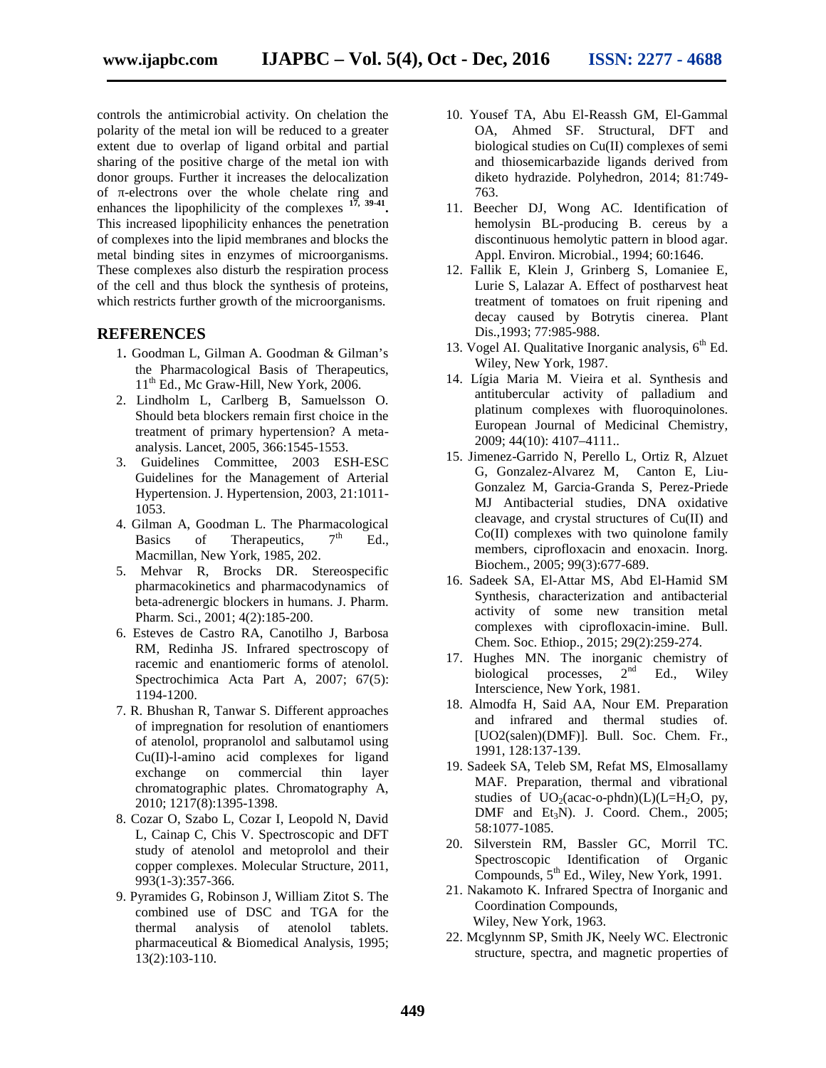controls the antimicrobial activity. On chelation the polarity of the metal ion will be reduced to a greater extent due to overlap of ligand orbital and partial sharing of the positive charge of the metal ion with donor groups. Further it increases the delocalization of π-electrons over the whole chelate ring and enhances the lipophilicity of the complexes [17, 39-41]. This increased lipophilicity enhances the penetration of complexes into the lipid membranes and blocks the metal binding sites in enzymes of microorganisms. These complexes also disturb the respiration process of the cell and thus block the synthesis of proteins, which restricts further growth of the microorganisms.

## REFERENCES

1. Goodman L, Gilman A. Goodman & Gilman's the Pharmacological Basis of Therapeutics, 11th Ed., Mc Graw-Hill, New York, 2006.
2. Lindholm L, Carlberg B, Samuelsson O. Should beta blockers remain first choice in the treatment of primary hypertension? A meta-analysis. Lancet, 2005, 366:1545-1553.
3. Guidelines Committee, 2003 ESH-ESC Guidelines for the Management of Arterial Hypertension. J. Hypertension, 2003, 21:1011-1053.
4. Gilman A, Goodman L. The Pharmacological Basics of Therapeutics, 7th Ed., Macmillan, New York, 1985, 202.
5. Mehvar R, Brocks DR. Stereospecific pharmacokinetics and pharmacodynamics of beta-adrenergic blockers in humans. J. Pharm. Pharm. Sci., 2001; 4(2):185-200.
6. Esteves de Castro RA, Canotilho J, Barbosa RM, Redinha JS. Infrared spectroscopy of racemic and enantiomeric forms of atenolol. Spectrochimica Acta Part A, 2007; 67(5): 1194-1200.
7. R. Bhushan R, Tanwar S. Different approaches of impregnation for resolution of enantiomers of atenolol, propranolol and salbutamol using Cu(II)-l-amino acid complexes for ligand exchange on commercial thin layer chromatographic plates. Chromatography A, 2010; 1217(8):1395-1398.
8. Cozar O, Szabo L, Cozar I, Leopold N, David L, Cainap C, Chis V. Spectroscopic and DFT study of atenolol and metoprolol and their copper complexes. Molecular Structure, 2011, 993(1-3):357-366.
9. Pyramides G, Robinson J, William Zitot S. The combined use of DSC and TGA for the thermal analysis of atenolol tablets. pharmaceutical & Biomedical Analysis, 1995; 13(2):103-110.
10. Yousef TA, Abu El-Reassh GM, El-Gammal OA, Ahmed SF. Structural, DFT and biological studies on Cu(II) complexes of semi and thiosemicarbazide ligands derived from diketo hydrazide. Polyhedron, 2014; 81:749-763.
11. Beecher DJ, Wong AC. Identification of hemolysin BL-producing B. cereus by a discontinuous hemolytic pattern in blood agar. Appl. Environ. Microbial., 1994; 60:1646.
12. Fallik E, Klein J, Grinberg S, Lomaniee E, Lurie S, Lalazar A. Effect of postharvest heat treatment of tomatoes on fruit ripening and decay caused by Botrytis cinerea. Plant Dis.,1993; 77:985-988.
13. Vogel AI. Qualitative Inorganic analysis, 6th Ed. Wiley, New York, 1987.
14. Lígia Maria M. Vieira et al. Synthesis and antitubercular activity of palladium and platinum complexes with fluoroquinolones. European Journal of Medicinal Chemistry, 2009; 44(10): 4107–4111..
15. Jimenez-Garrido N, Perello L, Ortiz R, Alzuet G, Gonzalez-Alvarez M, Canton E, Liu-Gonzalez M, Garcia-Granda S, Perez-Priede MJ Antibacterial studies, DNA oxidative cleavage, and crystal structures of Cu(II) and Co(II) complexes with two quinolone family members, ciprofloxacin and enoxacin. Inorg. Biochem., 2005; 99(3):677-689.
16. Sadeek SA, El-Attar MS, Abd El-Hamid SM Synthesis, characterization and antibacterial activity of some new transition metal complexes with ciprofloxacin-imine. Bull. Chem. Soc. Ethiop., 2015; 29(2):259-274.
17. Hughes MN. The inorganic chemistry of biological processes, 2nd Ed., Wiley Interscience, New York, 1981.
18. Almodfa H, Said AA, Nour EM. Preparation and infrared and thermal studies of. [UO2(salen)(DMF)]. Bull. Soc. Chem. Fr., 1991, 128:137-139.
19. Sadeek SA, Teleb SM, Refat MS, Elmosallamy MAF. Preparation, thermal and vibrational studies of $UO_2$(acac-o-phdn)(L)(L=$H_2O$, py, DMF and $Et_3N$). J. Coord. Chem., 2005; 58:1077-1085.
20. Silverstein RM, Bassler GC, Morril TC. Spectroscopic Identification of Organic Compounds, 5th Ed., Wiley, New York, 1991.
21. Nakamoto K. Infrared Spectra of Inorganic and Coordination Compounds, Wiley, New York, 1963.
22. Mcglynnm SP, Smith JK, Neely WC. Electronic structure, spectra, and magnetic properties of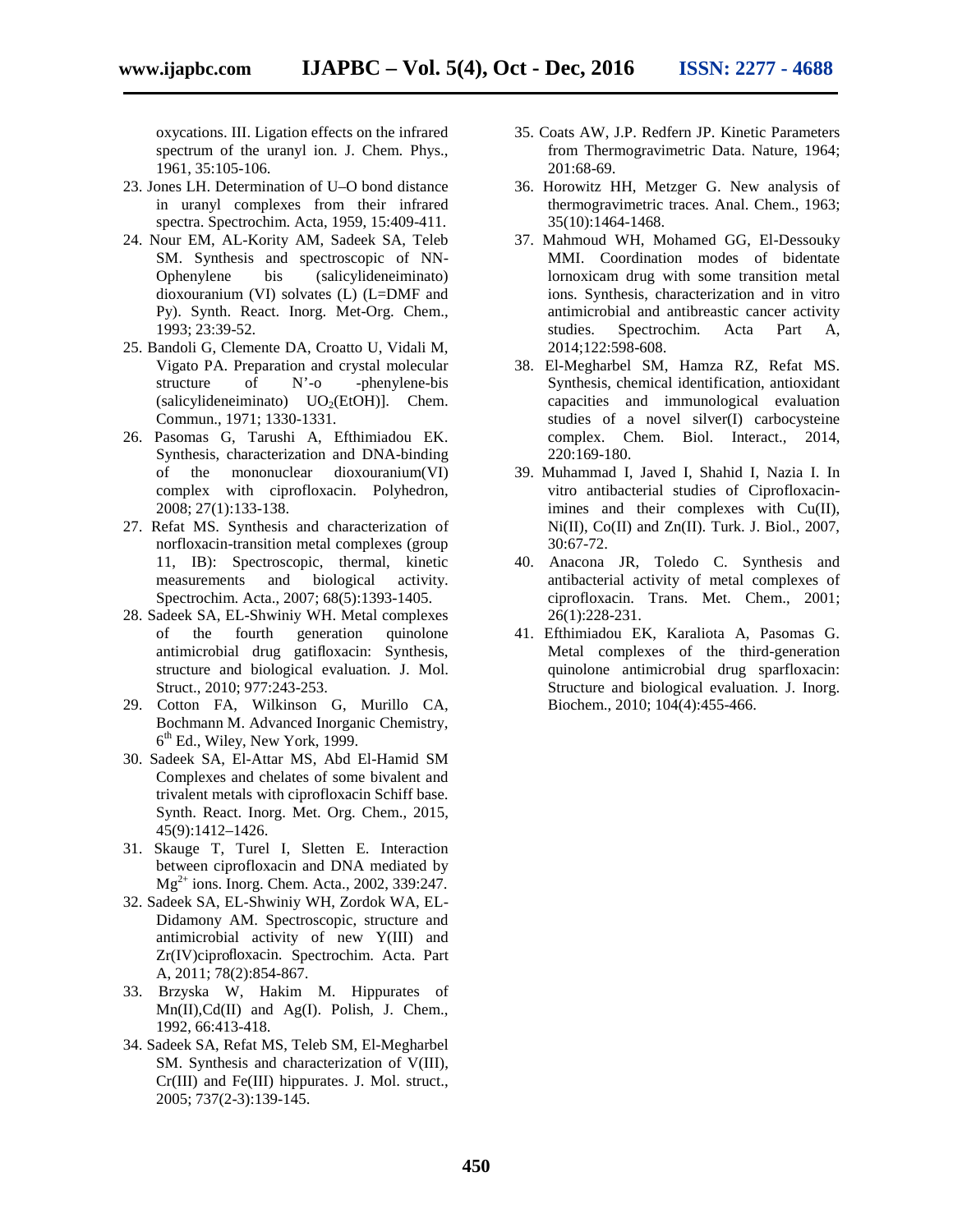oxycations. III. Ligation effects on the infrared spectrum of the uranyl ion. J. Chem. Phys., 1961, 35:105-106.

23. Jones LH. Determination of U–O bond distance in uranyl complexes from their infrared spectra. Spectrochim. Acta, 1959, 15:409-411.
24. Nour EM, AL-Kority AM, Sadeek SA, Teleb SM. Synthesis and spectroscopic of NN-Ophenylene bis (salicylideneiminato) dioxouranium (VI) solvates (L) (L=DMF and Py). Synth. React. Inorg. Met-Org. Chem., 1993; 23:39-52.
25. Bandoli G, Clemente DA, Croatto U, Vidali M, Vigato PA. Preparation and crystal molecular structure of N'-o -phenylene-bis (salicylideneiminato) $UO_2$(EtOH)]. Chem. Commun., 1971; 1330-1331.
26. Pasomas G, Tarushi A, Efthimiadou EK. Synthesis, characterization and DNA-binding of the mononuclear dioxouranium(VI) complex with ciprofloxacin. Polyhedron, 2008; 27(1):133-138.
27. Refat MS. Synthesis and characterization of norfloxacin-transition metal complexes (group 11, IB): Spectroscopic, thermal, kinetic measurements and biological activity. Spectrochim. Acta., 2007; 68(5):1393-1405.
28. Sadeek SA, EL-Shwiniy WH. Metal complexes of the fourth generation quinolone antimicrobial drug gatifloxacin: Synthesis, structure and biological evaluation. J. Mol. Struct., 2010; 977:243-253.
29. Cotton FA, Wilkinson G, Murillo CA, Bochmann M. Advanced Inorganic Chemistry, $6^{th}$ Ed., Wiley, New York, 1999.
30. Sadeek SA, El-Attar MS, Abd El-Hamid SM Complexes and chelates of some bivalent and trivalent metals with ciprofloxacin Schiff base. Synth. React. Inorg. Met. Org. Chem., 2015, 45(9):1412–1426.
31. Skauge T, Turel I, Sletten E. Interaction between ciprofloxacin and DNA mediated by $Mg^{2+}$ ions. Inorg. Chem. Acta., 2002, 339:247.
32. Sadeek SA, EL-Shwiniy WH, Zordok WA, EL-Didamony AM. Spectroscopic, structure and antimicrobial activity of new Y(III) and Zr(IV)ciprofloxacin. Spectrochim. Acta. Part A, 2011; 78(2):854-867.
33. Brzyska W, Hakim M. Hippurates of Mn(II),Cd(II) and Ag(I). Polish, J. Chem., 1992, 66:413-418.
34. Sadeek SA, Refat MS, Teleb SM, El-Megharbel SM. Synthesis and characterization of V(III), Cr(III) and Fe(III) hippurates. J. Mol. struct., 2005; 737(2-3):139-145.
35. Coats AW, J.P. Redfern JP. Kinetic Parameters from Thermogravimetric Data. Nature, 1964; 201:68-69.
36. Horowitz HH, Metzger G. New analysis of thermogravimetric traces. Anal. Chem., 1963; 35(10):1464-1468.
37. Mahmoud WH, Mohamed GG, El-Dessouky MMI. Coordination modes of bidentate lornoxicam drug with some transition metal ions. Synthesis, characterization and in vitro antimicrobial and antibreastic cancer activity studies. Spectrochim. Acta Part A, 2014;122:598-608.
38. El-Megharbel SM, Hamza RZ, Refat MS. Synthesis, chemical identification, antioxidant capacities and immunological evaluation studies of a novel silver(I) carbocysteine complex. Chem. Biol. Interact., 2014, 220:169-180.
39. Muhammad I, Javed I, Shahid I, Nazia I. In vitro antibacterial studies of Ciprofloxacin-imines and their complexes with Cu(II), Ni(II), Co(II) and Zn(II). Turk. J. Biol., 2007, 30:67-72.
40. Anacona JR, Toledo C. Synthesis and antibacterial activity of metal complexes of ciprofloxacin. Trans. Met. Chem., 2001; 26(1):228-231.
41. Efthimiadou EK, Karaliota A, Pasomas G. Metal complexes of the third-generation quinolone antimicrobial drug sparfloxacin: Structure and biological evaluation. J. Inorg. Biochem., 2010; 104(4):455-466.